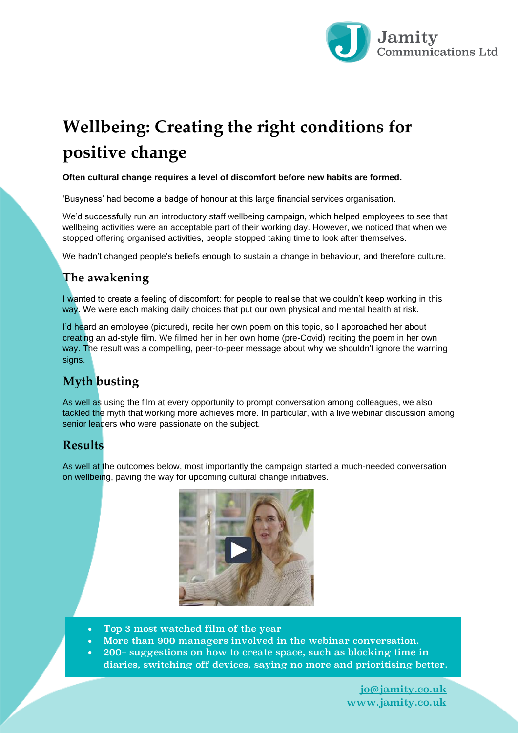Jamity Communications Ltd

# Wellbeing: Creating the right conditions for positive change

**Often cultural change requires a level of discomfort before new habits are formed.**

'Busyness' had become a badge of honour at this large financial services organisation.

We'd successfully run an introductory staff wellbeing campaign, which helped employees to see that wellbeing activities were an acceptable part of their working day. However, we noticed that when we stopped offering organised activities, people stopped taking time to look after themselves.

We hadn't changed people's beliefs enough to sustain a change in behaviour, and therefore culture.

## The awakening

I wanted to create a feeling of discomfort; for people to realise that we couldn't keep working in this way. We were each making daily choices that put our own physical and mental health at risk.

I'd heard an employee (pictured), recite her own poem on this topic, so I approached her about creating an ad-style film. We filmed her in her own home (pre-Covid) reciting the poem in her own way. The result was a compelling, peer-to-peer message about why we shouldn't ignore the warning signs.

## Myth busting

As well as using the film at every opportunity to prompt conversation among colleagues, we also tackled the myth that working more achieves more. In particular, with a live webinar discussion among senior leaders who were passionate on the subject.

## Results

As well at the outcomes below, most importantly the campaign started a much-needed conversation on wellbeing, paving the way for upcoming cultural change initiatives.

- Top 3 most watched film of the year
- More than 900 managers involved in the webinar conversation.
- 200+ suggestions on how to create space, such as blocking time in diaries, switching off devices, saying no more and prioritising better.

jo@jamity.co.uk
www.jamity.co.uk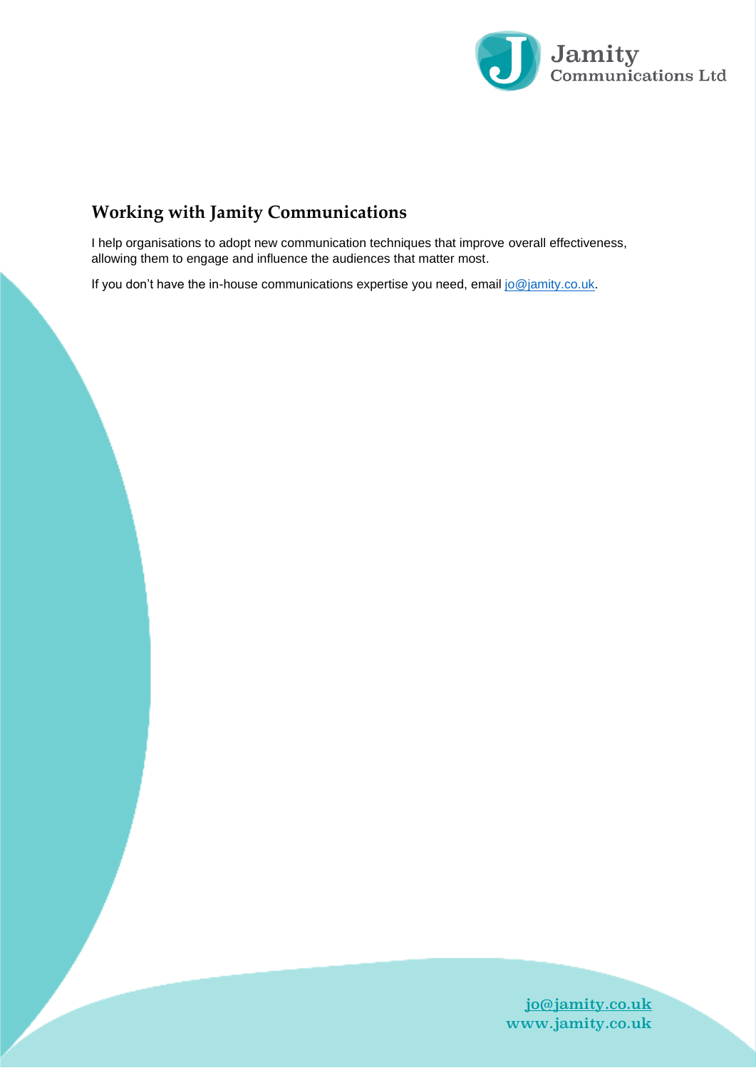## Working with Jamity Communications

I help organisations to adopt new communication techniques that improve overall effectiveness, allowing them to engage and influence the audiences that matter most.

If you don't have the in-house communications expertise you need, email jo@jamity.co.uk.

jo@jamity.co.uk
www.jamity.co.uk